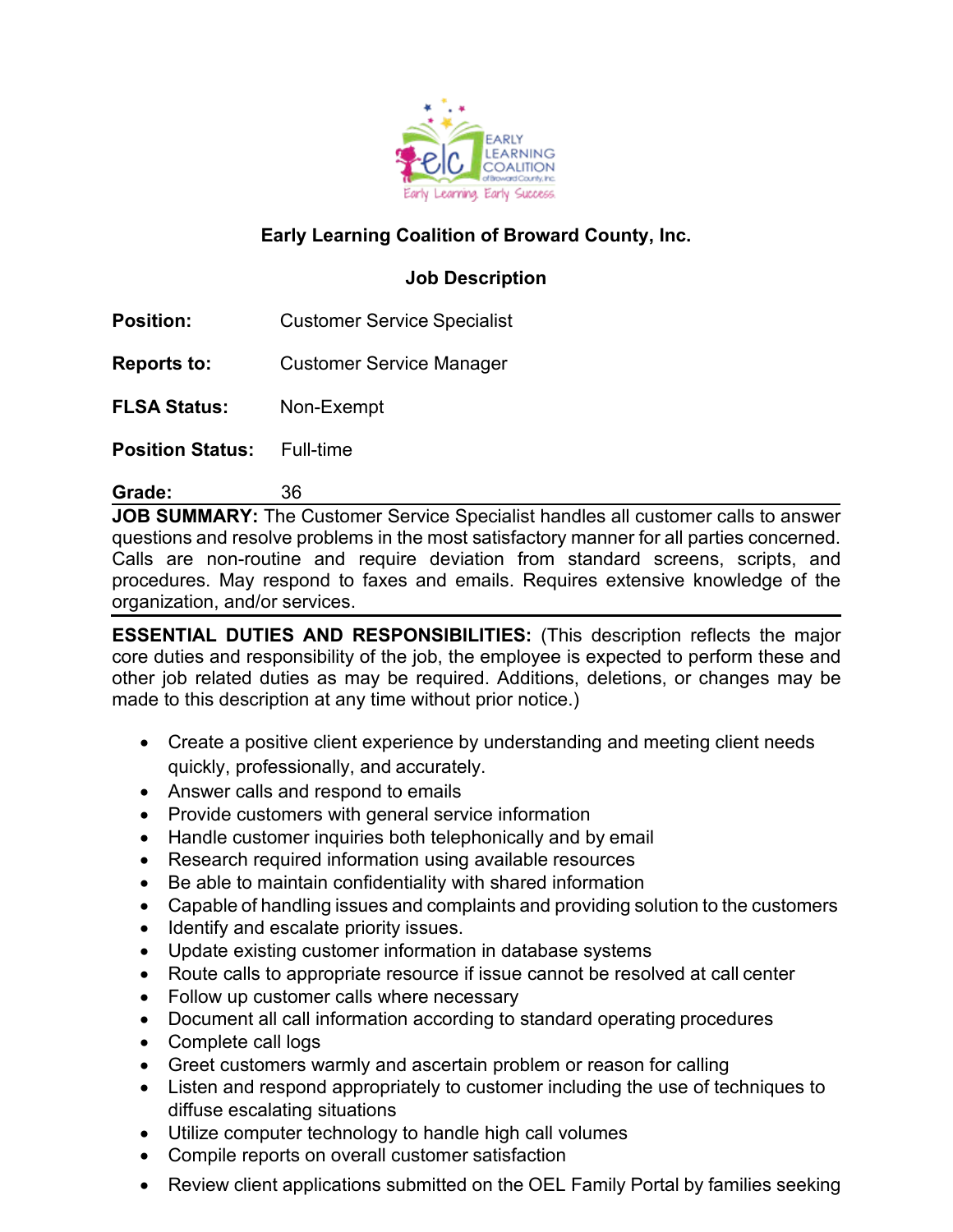# Early Learning Coalition of Broward County, Inc.

## Job Description

**Position:** Customer Service Specialist

**Reports to:** Customer Service Manager

**FLSA Status:** Non-Exempt

**Position Status:** Full-time

**Grade:** 36

**JOB SUMMARY:** The Customer Service Specialist handles all customer calls to answer questions and resolve problems in the most satisfactory manner for all parties concerned. Calls are non-routine and require deviation from standard screens, scripts, and procedures. May respond to faxes and emails. Requires extensive knowledge of the organization, and/or services.

**ESSENTIAL DUTIES AND RESPONSIBILITIES:** (This description reflects the major core duties and responsibility of the job, the employee is expected to perform these and other job related duties as may be required. Additions, deletions, or changes may be made to this description at any time without prior notice.)

- Create a positive client experience by understanding and meeting client needs quickly, professionally, and accurately.
- Answer calls and respond to emails
- Provide customers with general service information
- Handle customer inquiries both telephonically and by email
- Research required information using available resources
- Be able to maintain confidentiality with shared information
- Capable of handling issues and complaints and providing solution to the customers
- Identify and escalate priority issues.
- Update existing customer information in database systems
- Route calls to appropriate resource if issue cannot be resolved at call center
- Follow up customer calls where necessary
- Document all call information according to standard operating procedures
- Complete call logs
- Greet customers warmly and ascertain problem or reason for calling
- Listen and respond appropriately to customer including the use of techniques to diffuse escalating situations
- Utilize computer technology to handle high call volumes
- Compile reports on overall customer satisfaction
- Review client applications submitted on the OEL Family Portal by families seeking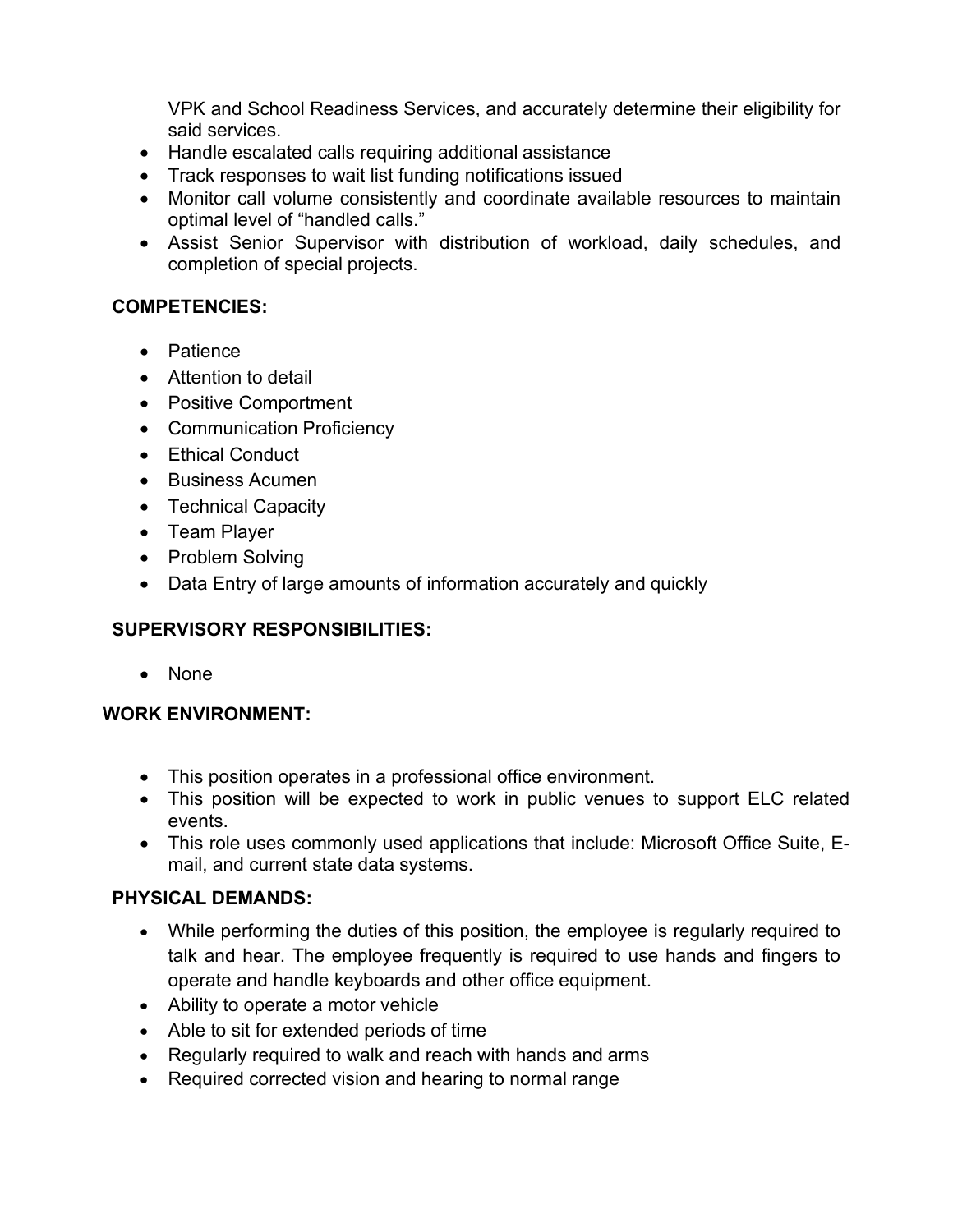VPK and School Readiness Services, and accurately determine their eligibility for said services.

- Handle escalated calls requiring additional assistance
- Track responses to wait list funding notifications issued
- Monitor call volume consistently and coordinate available resources to maintain optimal level of "handled calls."
- Assist Senior Supervisor with distribution of workload, daily schedules, and completion of special projects.

## COMPETENCIES:

- Patience
- Attention to detail
- Positive Comportment
- Communication Proficiency
- Ethical Conduct
- Business Acumen
- Technical Capacity
- Team Player
- Problem Solving
- Data Entry of large amounts of information accurately and quickly

## SUPERVISORY RESPONSIBILITIES:

- None

## WORK ENVIRONMENT:

- This position operates in a professional office environment.
- This position will be expected to work in public venues to support ELC related events.
- This role uses commonly used applications that include: Microsoft Office Suite, E-mail, and current state data systems.

## PHYSICAL DEMANDS:

- While performing the duties of this position, the employee is regularly required to talk and hear. The employee frequently is required to use hands and fingers to operate and handle keyboards and other office equipment.
- Ability to operate a motor vehicle
- Able to sit for extended periods of time
- Regularly required to walk and reach with hands and arms
- Required corrected vision and hearing to normal range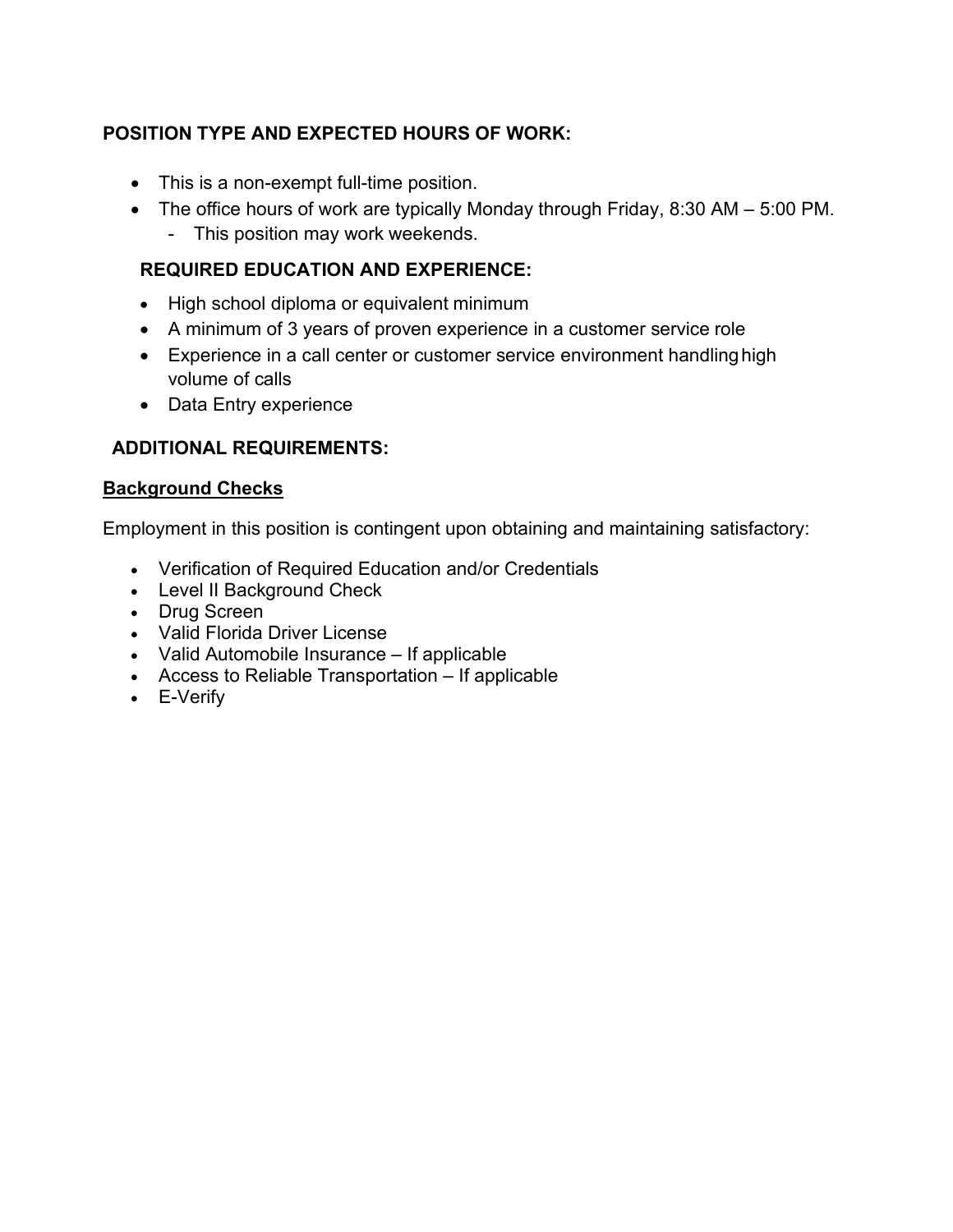**POSITION TYPE AND EXPECTED HOURS OF WORK:**

- This is a non-exempt full-time position.
- The office hours of work are typically Monday through Friday, 8:30 AM – 5:00 PM.
  - This position may work weekends.

**REQUIRED EDUCATION AND EXPERIENCE:**

- High school diploma or equivalent minimum
- A minimum of 3 years of proven experience in a customer service role
- Experience in a call center or customer service environment handling high volume of calls
- Data Entry experience

**ADDITIONAL REQUIREMENTS:**

**Background Checks**

Employment in this position is contingent upon obtaining and maintaining satisfactory:

- Verification of Required Education and/or Credentials
- Level II Background Check
- Drug Screen
- Valid Florida Driver License
- Valid Automobile Insurance – If applicable
- Access to Reliable Transportation – If applicable
- E-Verify